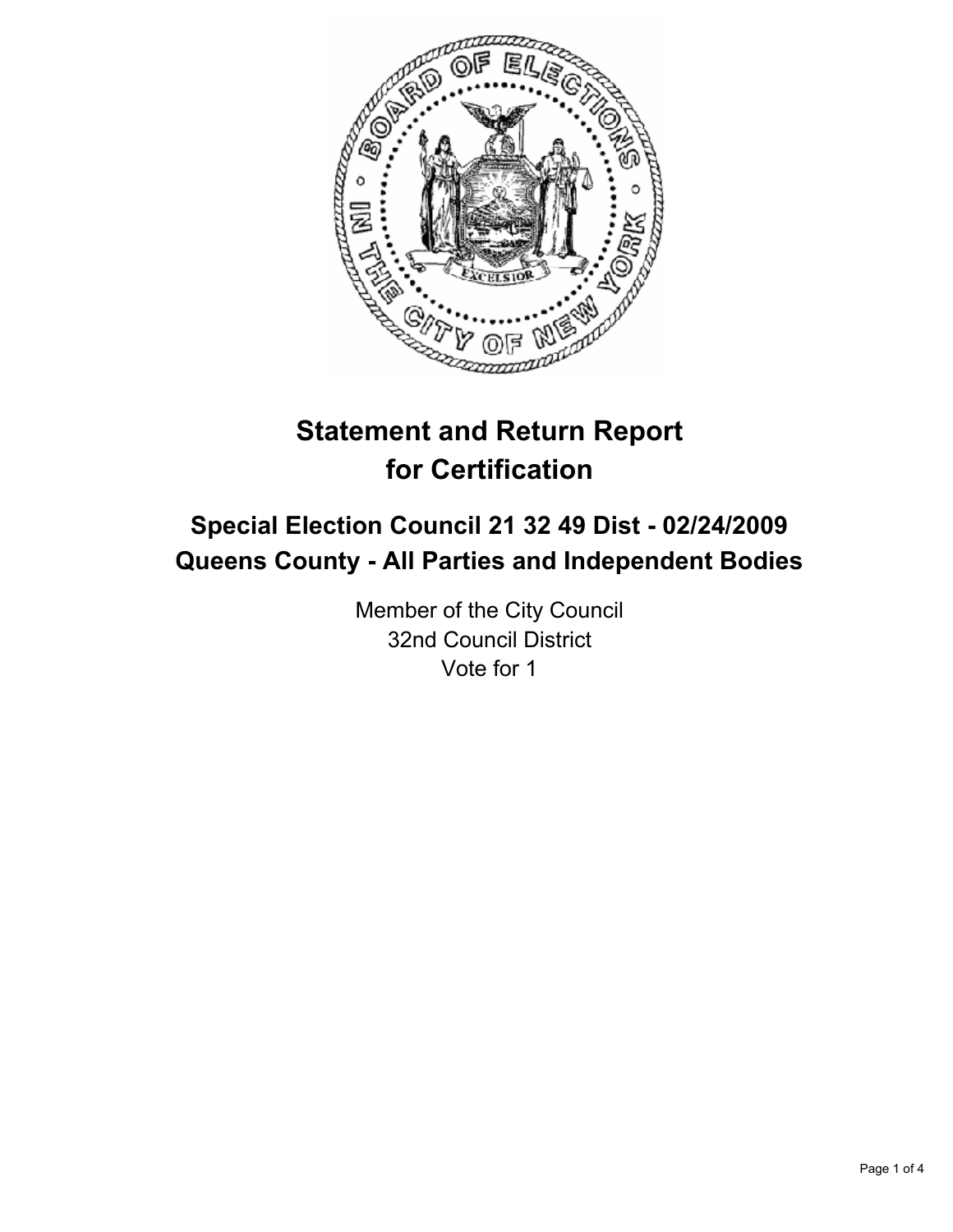# Statement and Return Report for Certification

## Special Election Council 21 32 49 Dist - 02/24/2009
## Queens County - All Parties and Independent Bodies

Member of the City Council
32nd Council District
Vote for 1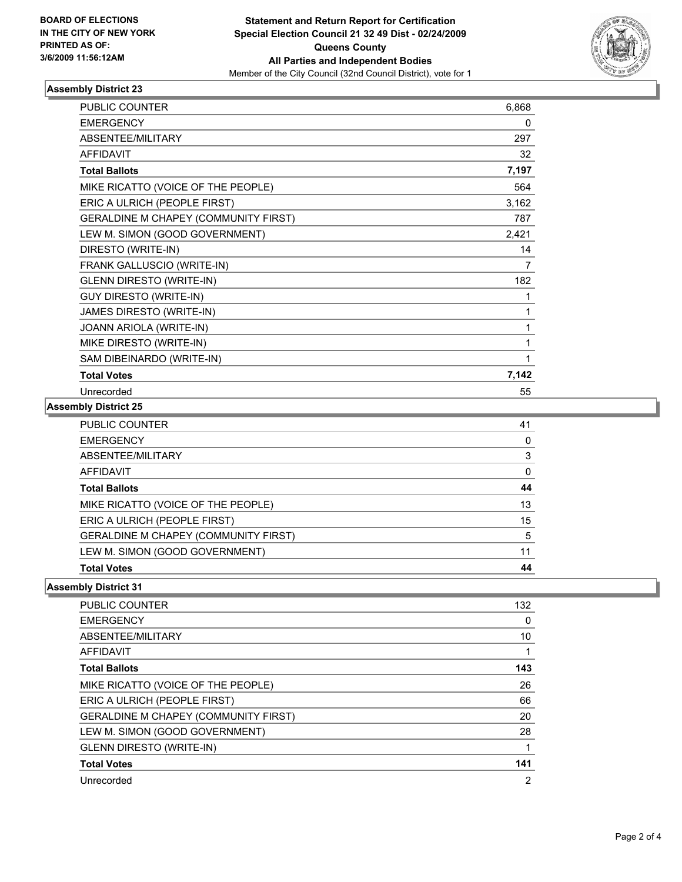BOARD OF ELECTIONS
IN THE CITY OF NEW YORK
PRINTED AS OF:
3/6/2009 11:56:12AM

**Statement and Return Report for Certification**
**Special Election Council 21 32 49 Dist - 02/24/2009**
**Queens County**
**All Parties and Independent Bodies**
Member of the City Council (32nd Council District), vote for 1

### Assembly District 23

| | |
|---|---|
| PUBLIC COUNTER | 6,868 |
| EMERGENCY | 0 |
| ABSENTEE/MILITARY | 297 |
| AFFIDAVIT | 32 |
| **Total Ballots** | **7,197** |
| MIKE RICATTO (VOICE OF THE PEOPLE) | 564 |
| ERIC A ULRICH (PEOPLE FIRST) | 3,162 |
| GERALDINE M CHAPEY (COMMUNITY FIRST) | 787 |
| LEW M. SIMON (GOOD GOVERNMENT) | 2,421 |
| DIRESTO (WRITE-IN) | 14 |
| FRANK GALLUSCIO (WRITE-IN) | 7 |
| GLENN DIRESTO (WRITE-IN) | 182 |
| GUY DIRESTO (WRITE-IN) | 1 |
| JAMES DIRESTO (WRITE-IN) | 1 |
| JOANN ARIOLA (WRITE-IN) | 1 |
| MIKE DIRESTO (WRITE-IN) | 1 |
| SAM DIBEINARDO (WRITE-IN) | 1 |
| **Total Votes** | **7,142** |
| Unrecorded | 55 |

### Assembly District 25

| | |
|---|---|
| PUBLIC COUNTER | 41 |
| EMERGENCY | 0 |
| ABSENTEE/MILITARY | 3 |
| AFFIDAVIT | 0 |
| **Total Ballots** | **44** |
| MIKE RICATTO (VOICE OF THE PEOPLE) | 13 |
| ERIC A ULRICH (PEOPLE FIRST) | 15 |
| GERALDINE M CHAPEY (COMMUNITY FIRST) | 5 |
| LEW M. SIMON (GOOD GOVERNMENT) | 11 |
| **Total Votes** | **44** |

### Assembly District 31

| | |
|---|---|
| PUBLIC COUNTER | 132 |
| EMERGENCY | 0 |
| ABSENTEE/MILITARY | 10 |
| AFFIDAVIT | 1 |
| **Total Ballots** | **143** |
| MIKE RICATTO (VOICE OF THE PEOPLE) | 26 |
| ERIC A ULRICH (PEOPLE FIRST) | 66 |
| GERALDINE M CHAPEY (COMMUNITY FIRST) | 20 |
| LEW M. SIMON (GOOD GOVERNMENT) | 28 |
| GLENN DIRESTO (WRITE-IN) | 1 |
| **Total Votes** | **141** |
| Unrecorded | 2 |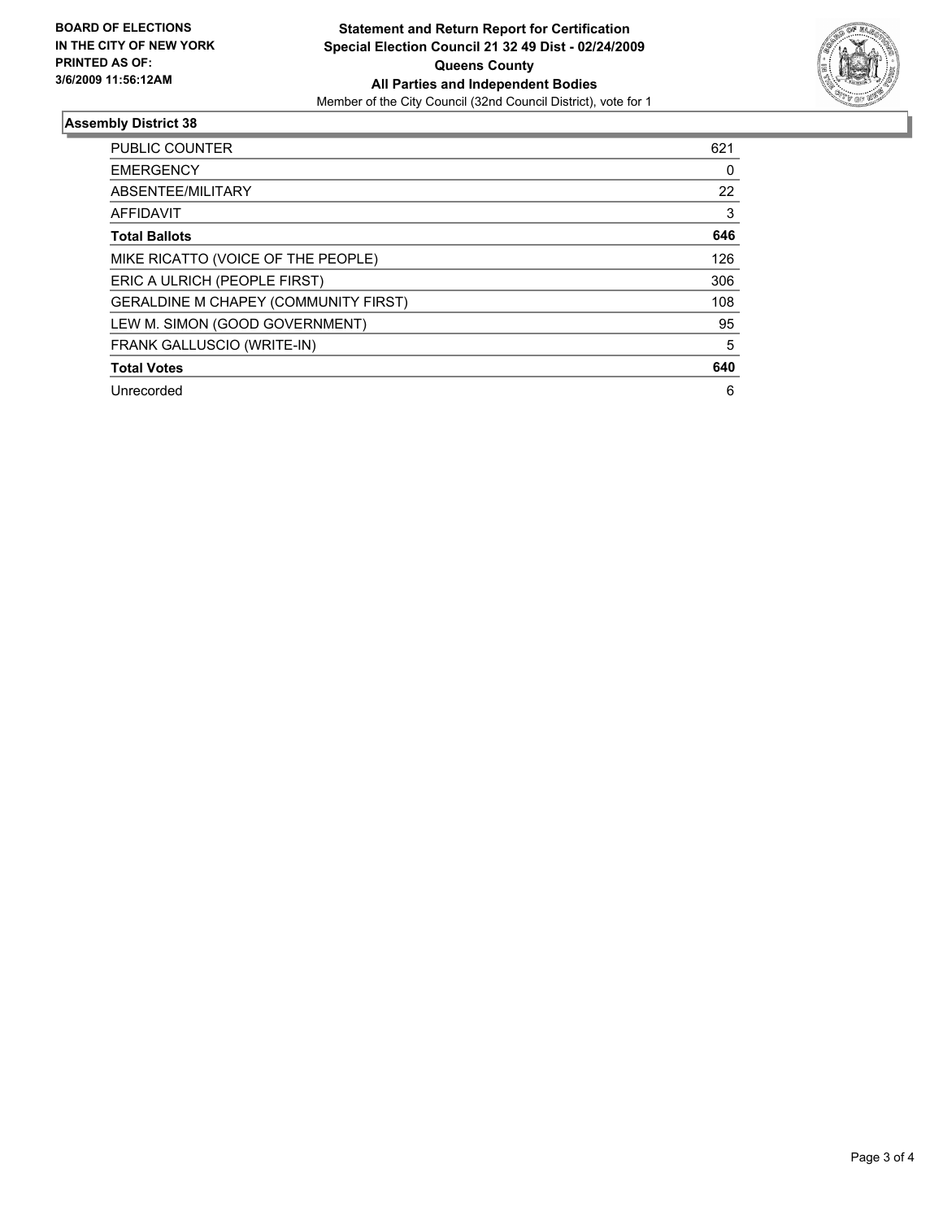**BOARD OF ELECTIONS IN THE CITY OF NEW YORK PRINTED AS OF: 3/6/2009 11:56:12AM**

**Statement and Return Report for Certification**
**Special Election Council 21 32 49 Dist - 02/24/2009**
**Queens County**
**All Parties and Independent Bodies**
Member of the City Council (32nd Council District), vote for 1

## Assembly District 38

| | |
|---|---|
| PUBLIC COUNTER | 621 |
| EMERGENCY | 0 |
| ABSENTEE/MILITARY | 22 |
| AFFIDAVIT | 3 |
| **Total Ballots** | **646** |
| MIKE RICATTO (VOICE OF THE PEOPLE) | 126 |
| ERIC A ULRICH (PEOPLE FIRST) | 306 |
| GERALDINE M CHAPEY (COMMUNITY FIRST) | 108 |
| LEW M. SIMON (GOOD GOVERNMENT) | 95 |
| FRANK GALLUSCIO (WRITE-IN) | 5 |
| **Total Votes** | **640** |
| Unrecorded | 6 |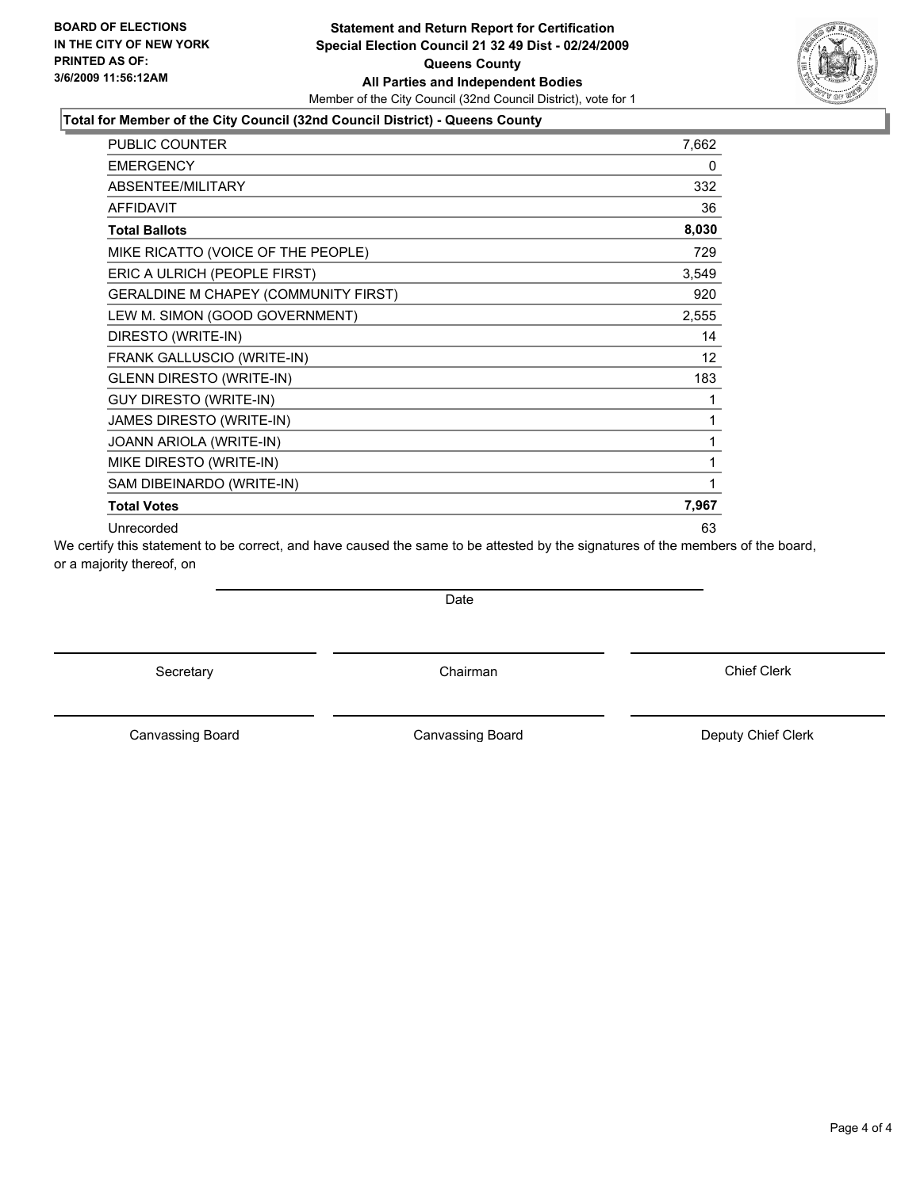**BOARD OF ELECTIONS**
**IN THE CITY OF NEW YORK**
**PRINTED AS OF:**
**3/6/2009 11:56:12AM**

**Statement and Return Report for Certification**
**Special Election Council 21 32 49 Dist - 02/24/2009**
**Queens County**
**All Parties and Independent Bodies**
Member of the City Council (32nd Council District), vote for 1

**Total for Member of the City Council (32nd Council District) - Queens County**

| | |
|---|---|
| PUBLIC COUNTER | 7,662 |
| EMERGENCY | 0 |
| ABSENTEE/MILITARY | 332 |
| AFFIDAVIT | 36 |
| **Total Ballots** | **8,030** |
| MIKE RICATTO (VOICE OF THE PEOPLE) | 729 |
| ERIC A ULRICH (PEOPLE FIRST) | 3,549 |
| GERALDINE M CHAPEY (COMMUNITY FIRST) | 920 |
| LEW M. SIMON (GOOD GOVERNMENT) | 2,555 |
| DIRESTO (WRITE-IN) | 14 |
| FRANK GALLUSCIO (WRITE-IN) | 12 |
| GLENN DIRESTO (WRITE-IN) | 183 |
| GUY DIRESTO (WRITE-IN) | 1 |
| JAMES DIRESTO (WRITE-IN) | 1 |
| JOANN ARIOLA (WRITE-IN) | 1 |
| MIKE DIRESTO (WRITE-IN) | 1 |
| SAM DIBEINARDO (WRITE-IN) | 1 |
| **Total Votes** | **7,967** |
| Unrecorded | 63 |

We certify this statement to be correct, and have caused the same to be attested by the signatures of the members of the board, or a majority thereof, on

Date

Secretary | Chairman | Chief Clerk

Canvassing Board | Canvassing Board | Deputy Chief Clerk